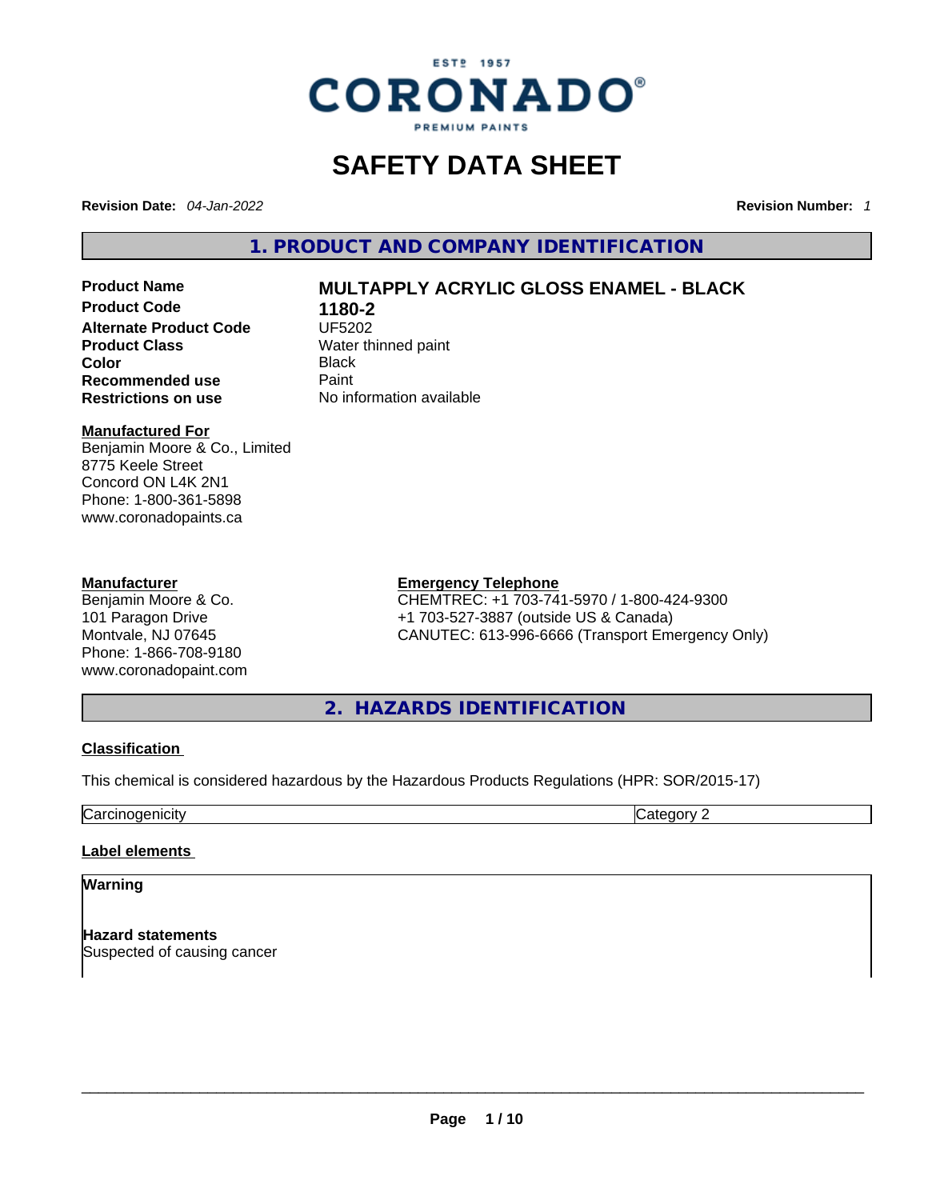ESTº 1957
CORONADO®
PREMIUM PAINTS

# SAFETY DATA SHEET

**Revision Date:** *04-Jan-2022* **Revision Number:** *1*

## 1. PRODUCT AND COMPANY IDENTIFICATION

| | |
|---|---|
| **Product Name** | **MULTAPPLY ACRYLIC GLOSS ENAMEL - BLACK** |
| **Product Code** | **1180-2** |
| **Alternate Product Code** | UF5202 |
| **Product Class** | Water thinned paint |
| **Color** | Black |
| **Recommended use** | Paint |
| **Restrictions on use** | No information available |

**Manufactured For**
Benjamin Moore & Co., Limited
8775 Keele Street
Concord ON L4K 2N1
Phone: 1-800-361-5898
www.coronadopaints.ca

**Manufacturer**
Benjamin Moore & Co.
101 Paragon Drive
Montvale, NJ 07645
Phone: 1-866-708-9180
www.coronadopaint.com

**Emergency Telephone**
CHEMTREC: +1 703-741-5970 / 1-800-424-9300
+1 703-527-3887 (outside US & Canada)
CANUTEC: 613-996-6666 (Transport Emergency Only)

## 2. HAZARDS IDENTIFICATION

**Classification**

This chemical is considered hazardous by the Hazardous Products Regulations (HPR: SOR/2015-17)

| | |
|---|---|
| Carcinogenicity | Category 2 |

**Label elements**

**Warning**

**Hazard statements**
Suspected of causing cancer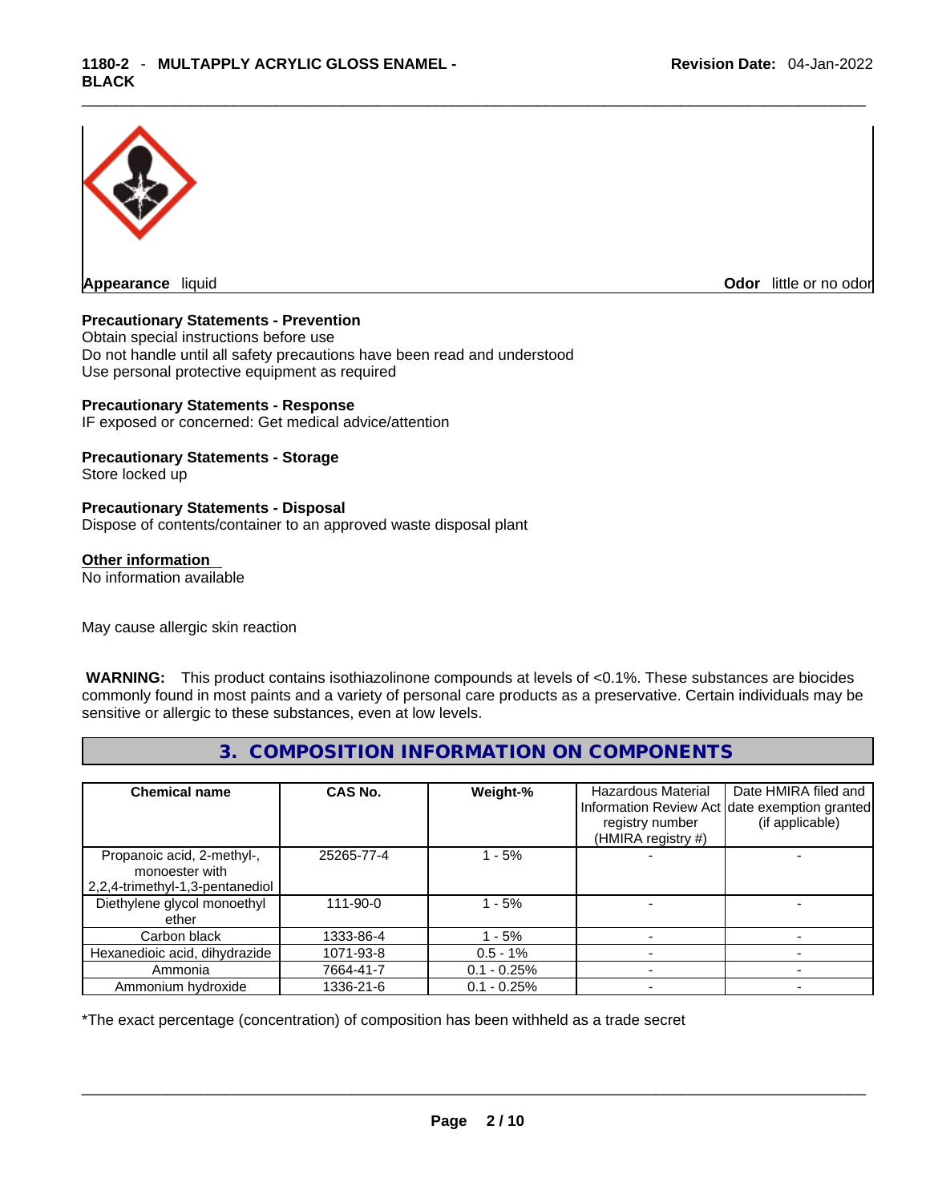**Appearance** liquid

**Odor** little or no odor

**Precautionary Statements - Prevention**

Obtain special instructions before use
Do not handle until all safety precautions have been read and understood
Use personal protective equipment as required

**Precautionary Statements - Response**

IF exposed or concerned: Get medical advice/attention

**Precautionary Statements - Storage**

Store locked up

**Precautionary Statements - Disposal**

Dispose of contents/container to an approved waste disposal plant

**Other information**

No information available

May cause allergic skin reaction

**WARNING:** This product contains isothiazolinone compounds at levels of <0.1%. These substances are biocides commonly found in most paints and a variety of personal care products as a preservative. Certain individuals may be sensitive or allergic to these substances, even at low levels.

## 3. COMPOSITION INFORMATION ON COMPONENTS

| Chemical name | CAS No. | Weight-% | Hazardous Material Information Review Act registry number (HMIRA registry #) | Date HMIRA filed and date exemption granted (if applicable) |
|---|---|---|---|---|
| Propanoic acid, 2-methyl-, monoester with 2,2,4-trimethyl-1,3-pentanediol | 25265-77-4 | 1 - 5% | - | - |
| Diethylene glycol monoethyl ether | 111-90-0 | 1 - 5% | - | - |
| Carbon black | 1333-86-4 | 1 - 5% | - | - |
| Hexanedioic acid, dihydrazide | 1071-93-8 | 0.5 - 1% | - | - |
| Ammonia | 7664-41-7 | 0.1 - 0.25% | - | - |
| Ammonium hydroxide | 1336-21-6 | 0.1 - 0.25% | - | - |

*The exact percentage (concentration) of composition has been withheld as a trade secret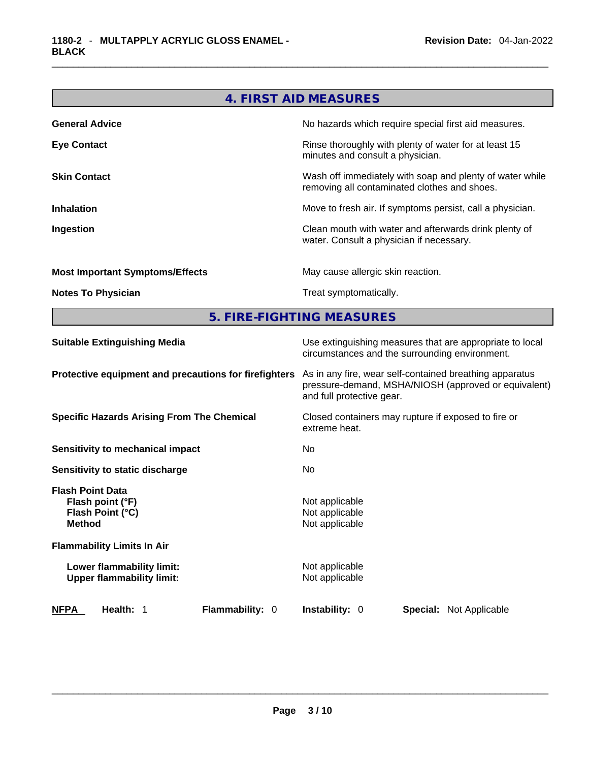## 4. FIRST AID MEASURES

| | |
|---|---|
| **General Advice** | No hazards which require special first aid measures. |
| **Eye Contact** | Rinse thoroughly with plenty of water for at least 15 minutes and consult a physician. |
| **Skin Contact** | Wash off immediately with soap and plenty of water while removing all contaminated clothes and shoes. |
| **Inhalation** | Move to fresh air. If symptoms persist, call a physician. |
| **Ingestion** | Clean mouth with water and afterwards drink plenty of water. Consult a physician if necessary. |
| **Most Important Symptoms/Effects** | May cause allergic skin reaction. |
| **Notes To Physician** | Treat symptomatically. |

## 5. FIRE-FIGHTING MEASURES

| | |
|---|---|
| **Suitable Extinguishing Media** | Use extinguishing measures that are appropriate to local circumstances and the surrounding environment. |
| **Protective equipment and precautions for firefighters** | As in any fire, wear self-contained breathing apparatus pressure-demand, MSHA/NIOSH (approved or equivalent) and full protective gear. |
| **Specific Hazards Arising From The Chemical** | Closed containers may rupture if exposed to fire or extreme heat. |
| **Sensitivity to mechanical impact** | No |
| **Sensitivity to static discharge** | No |

**Flash Point Data**

| | |
|---|---|
| **Flash point (°F)** | Not applicable |
| **Flash Point (°C)** | Not applicable |
| **Method** | Not applicable |

**Flammability Limits In Air**

| | |
|---|---|
| **Lower flammability limit:** | Not applicable |
| **Upper flammability limit:** | Not applicable |

| NFPA | Health: 1 | Flammability: 0 | Instability: 0 | Special: Not Applicable |
|---|---|---|---|---|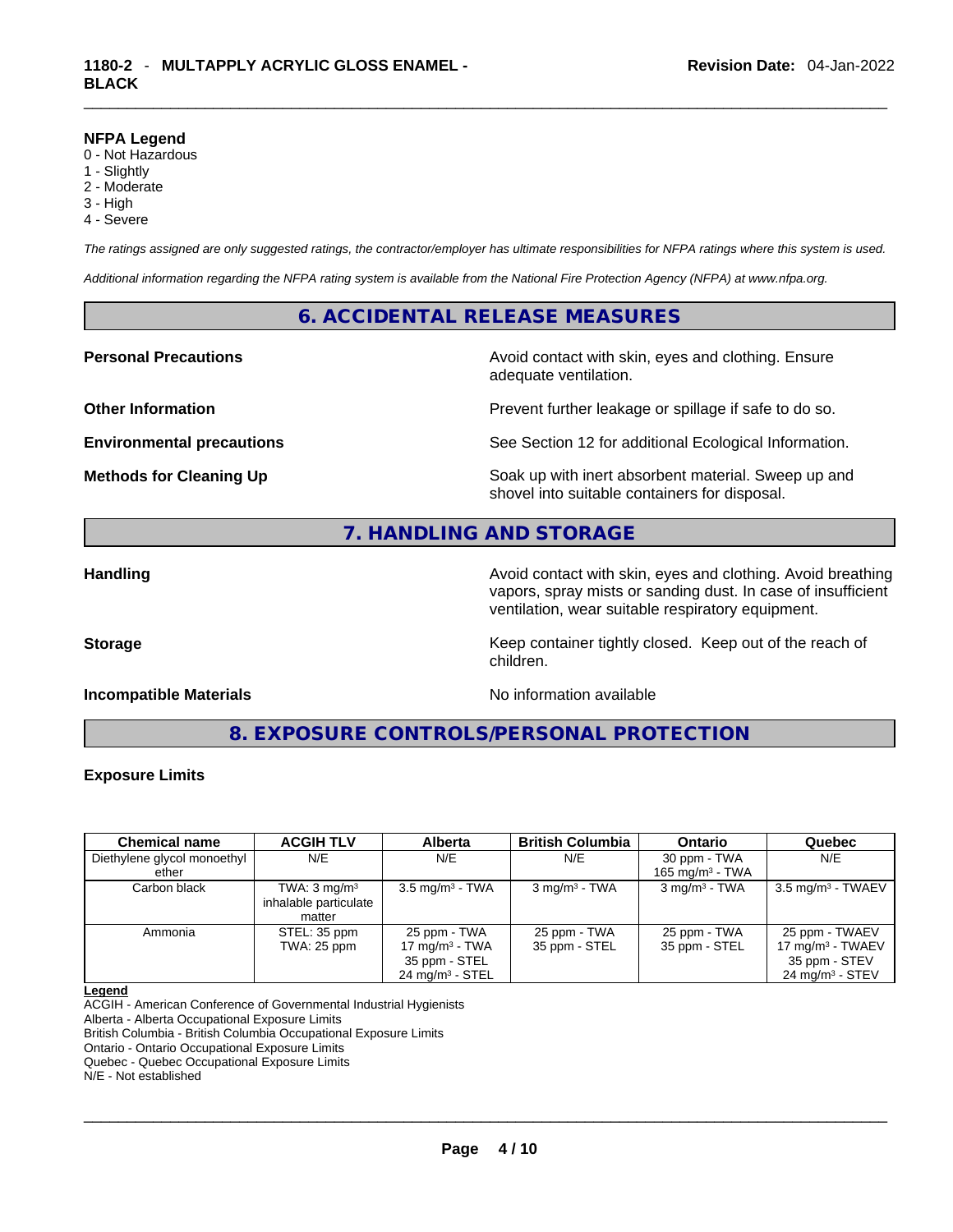**NFPA Legend**

0 - Not Hazardous
1 - Slightly
2 - Moderate
3 - High
4 - Severe

*The ratings assigned are only suggested ratings, the contractor/employer has ultimate responsibilities for NFPA ratings where this system is used.*

*Additional information regarding the NFPA rating system is available from the National Fire Protection Agency (NFPA) at www.nfpa.org.*

## 6. ACCIDENTAL RELEASE MEASURES

**Personal Precautions** Avoid contact with skin, eyes and clothing. Ensure adequate ventilation.

**Other Information** Prevent further leakage or spillage if safe to do so.

**Environmental precautions** See Section 12 for additional Ecological Information.

**Methods for Cleaning Up** Soak up with inert absorbent material. Sweep up and shovel into suitable containers for disposal.

## 7. HANDLING AND STORAGE

**Handling** Avoid contact with skin, eyes and clothing. Avoid breathing vapors, spray mists or sanding dust. In case of insufficient ventilation, wear suitable respiratory equipment.

**Storage** Keep container tightly closed. Keep out of the reach of children.

**Incompatible Materials** No information available

## 8. EXPOSURE CONTROLS/PERSONAL PROTECTION

**Exposure Limits**

| Chemical name | ACGIH TLV | Alberta | British Columbia | Ontario | Quebec |
|---|---|---|---|---|---|
| Diethylene glycol monoethyl ether | N/E | N/E | N/E | 30 ppm - TWA<br>165 mg/m³ - TWA | N/E |
| Carbon black | TWA: 3 mg/m³ inhalable particulate matter | 3.5 mg/m³ - TWA | 3 mg/m³ - TWA | 3 mg/m³ - TWA | 3.5 mg/m³ - TWAEV |
| Ammonia | STEL: 35 ppm<br>TWA: 25 ppm | 25 ppm - TWA<br>17 mg/m³ - TWA<br>35 ppm - STEL<br>24 mg/m³ - STEL | 25 ppm - TWA<br>35 ppm - STEL | 25 ppm - TWA<br>35 ppm - STEL | 25 ppm - TWAEV<br>17 mg/m³ - TWAEV<br>35 ppm - STEV<br>24 mg/m³ - STEV |

**Legend**

ACGIH - American Conference of Governmental Industrial Hygienists
Alberta - Alberta Occupational Exposure Limits
British Columbia - British Columbia Occupational Exposure Limits
Ontario - Ontario Occupational Exposure Limits
Quebec - Quebec Occupational Exposure Limits
N/E - Not established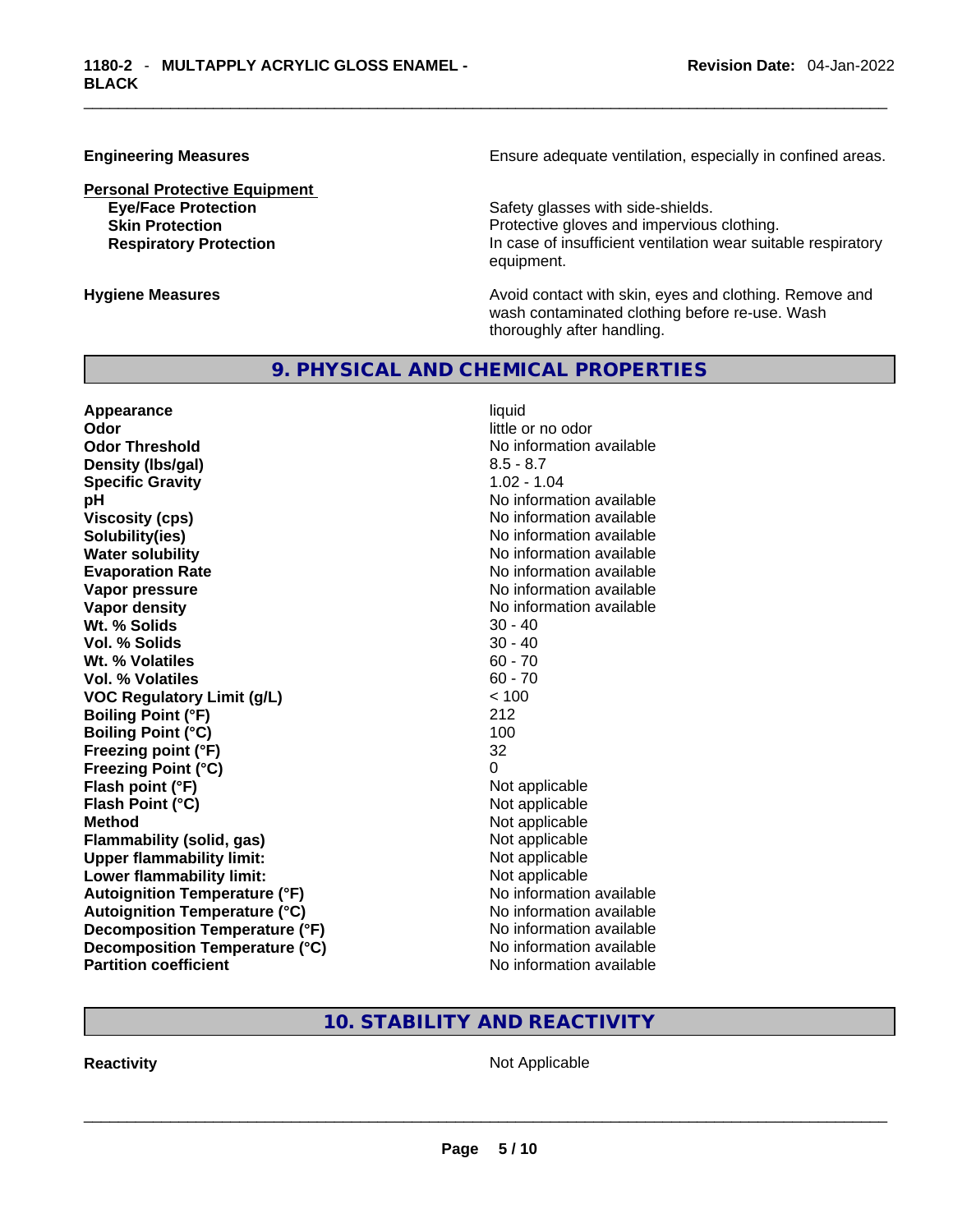**Engineering Measures** Ensure adequate ventilation, especially in confined areas.

**Personal Protective Equipment**

| | |
|---|---|
| **Eye/Face Protection** | Safety glasses with side-shields. |
| **Skin Protection** | Protective gloves and impervious clothing. |
| **Respiratory Protection** | In case of insufficient ventilation wear suitable respiratory equipment. |

**Hygiene Measures** Avoid contact with skin, eyes and clothing. Remove and wash contaminated clothing before re-use. Wash thoroughly after handling.

## 9. PHYSICAL AND CHEMICAL PROPERTIES

| | |
|---|---|
| **Appearance** | liquid |
| **Odor** | little or no odor |
| **Odor Threshold** | No information available |
| **Density (lbs/gal)** | 8.5 - 8.7 |
| **Specific Gravity** | 1.02 - 1.04 |
| **pH** | No information available |
| **Viscosity (cps)** | No information available |
| **Solubility(ies)** | No information available |
| **Water solubility** | No information available |
| **Evaporation Rate** | No information available |
| **Vapor pressure** | No information available |
| **Vapor density** | No information available |
| **Wt. % Solids** | 30 - 40 |
| **Vol. % Solids** | 30 - 40 |
| **Wt. % Volatiles** | 60 - 70 |
| **Vol. % Volatiles** | 60 - 70 |
| **VOC Regulatory Limit (g/L)** | < 100 |
| **Boiling Point (°F)** | 212 |
| **Boiling Point (°C)** | 100 |
| **Freezing point (°F)** | 32 |
| **Freezing Point (°C)** | 0 |
| **Flash point (°F)** | Not applicable |
| **Flash Point (°C)** | Not applicable |
| **Method** | Not applicable |
| **Flammability (solid, gas)** | Not applicable |
| **Upper flammability limit:** | Not applicable |
| **Lower flammability limit:** | Not applicable |
| **Autoignition Temperature (°F)** | No information available |
| **Autoignition Temperature (°C)** | No information available |
| **Decomposition Temperature (°F)** | No information available |
| **Decomposition Temperature (°C)** | No information available |
| **Partition coefficient** | No information available |

## 10. STABILITY AND REACTIVITY

**Reactivity** Not Applicable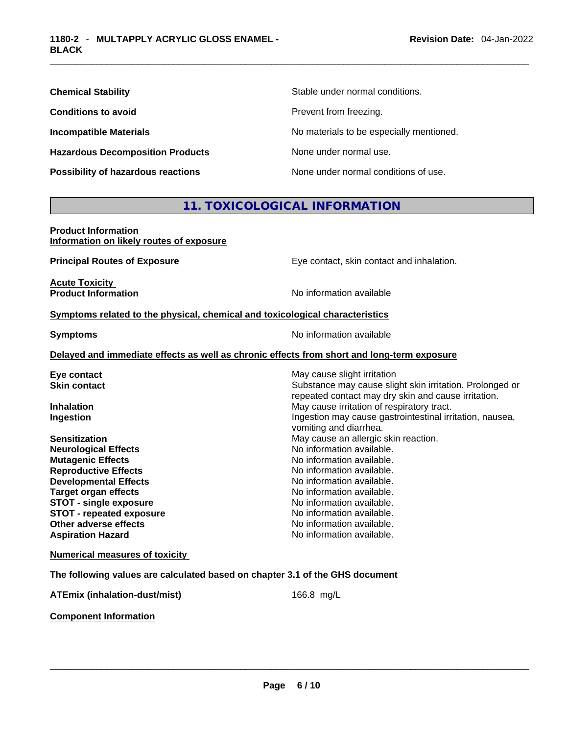| | |
|---|---|
| **Chemical Stability** | Stable under normal conditions. |
| **Conditions to avoid** | Prevent from freezing. |
| **Incompatible Materials** | No materials to be especially mentioned. |
| **Hazardous Decomposition Products** | None under normal use. |
| **Possibility of hazardous reactions** | None under normal conditions of use. |

## 11. TOXICOLOGICAL INFORMATION

**Product Information**
**Information on likely routes of exposure**

**Principal Routes of Exposure** Eye contact, skin contact and inhalation.

**Acute Toxicity**
**Product Information** No information available

**Symptoms related to the physical, chemical and toxicological characteristics**

**Symptoms** No information available

**Delayed and immediate effects as well as chronic effects from short and long-term exposure**

| | |
|---|---|
| **Eye contact** | May cause slight irritation |
| **Skin contact** | Substance may cause slight skin irritation. Prolonged or repeated contact may dry skin and cause irritation. |
| **Inhalation** | May cause irritation of respiratory tract. |
| **Ingestion** | Ingestion may cause gastrointestinal irritation, nausea, vomiting and diarrhea. |
| **Sensitization** | May cause an allergic skin reaction. |
| **Neurological Effects** | No information available. |
| **Mutagenic Effects** | No information available. |
| **Reproductive Effects** | No information available. |
| **Developmental Effects** | No information available. |
| **Target organ effects** | No information available. |
| **STOT - single exposure** | No information available. |
| **STOT - repeated exposure** | No information available. |
| **Other adverse effects** | No information available. |
| **Aspiration Hazard** | No information available. |

**Numerical measures of toxicity**

**The following values are calculated based on chapter 3.1 of the GHS document**

**ATEmix (inhalation-dust/mist)** 166.8 mg/L

**Component Information**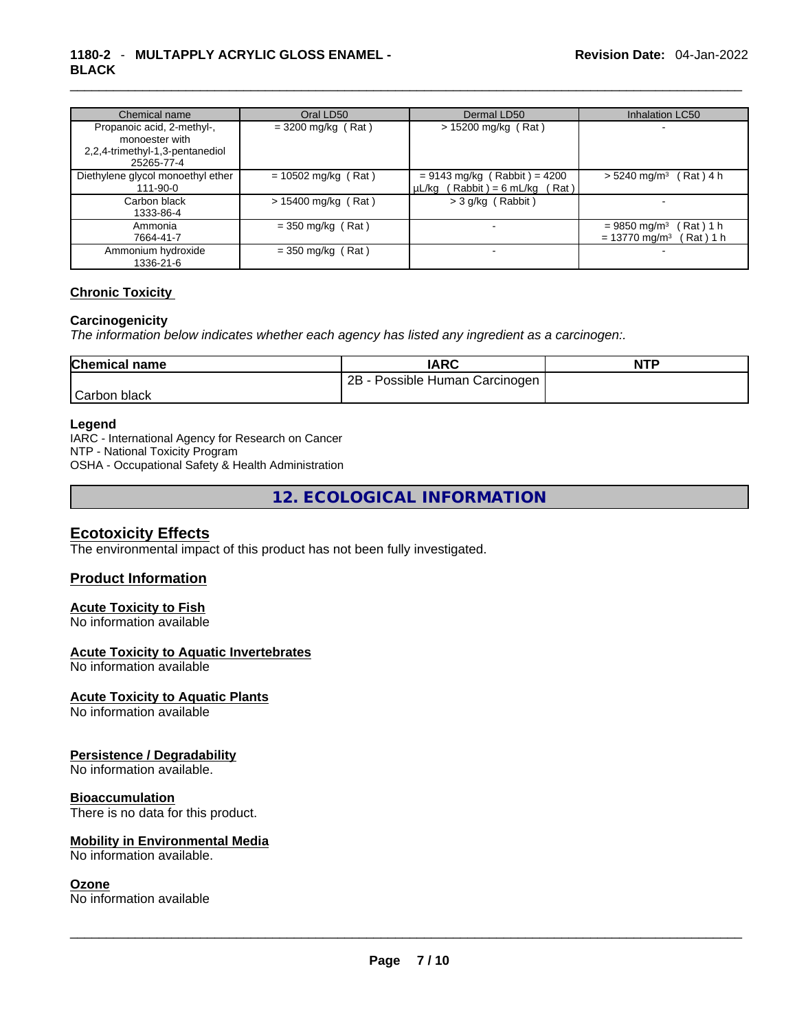| Chemical name | Oral LD50 | Dermal LD50 | Inhalation LC50 |
|---|---|---|---|
| Propanoic acid, 2-methyl-, monoester with 2,2,4-trimethyl-1,3-pentanediol 25265-77-4 | = 3200 mg/kg ( Rat ) | > 15200 mg/kg ( Rat ) | - |
| Diethylene glycol monoethyl ether 111-90-0 | = 10502 mg/kg ( Rat ) | = 9143 mg/kg ( Rabbit ) = 4200 µL/kg ( Rabbit ) = 6 mL/kg ( Rat ) | > 5240 mg/m³ ( Rat ) 4 h |
| Carbon black 1333-86-4 | > 15400 mg/kg ( Rat ) | > 3 g/kg ( Rabbit ) | - |
| Ammonia 7664-41-7 | = 350 mg/kg ( Rat ) | - | = 9850 mg/m³ ( Rat ) 1 h = 13770 mg/m³ ( Rat ) 1 h |
| Ammonium hydroxide 1336-21-6 | = 350 mg/kg ( Rat ) | - | - |

**Chronic Toxicity**

**Carcinogenicity**

*The information below indicates whether each agency has listed any ingredient as a carcinogen:.*

| Chemical name | IARC | NTP |
|---|---|---|
| Carbon black | 2B - Possible Human Carcinogen | |

**Legend**

IARC - International Agency for Research on Cancer
NTP - National Toxicity Program
OSHA - Occupational Safety & Health Administration

## 12. ECOLOGICAL INFORMATION

### Ecotoxicity Effects

The environmental impact of this product has not been fully investigated.

### Product Information

**Acute Toxicity to Fish**
No information available

**Acute Toxicity to Aquatic Invertebrates**
No information available

**Acute Toxicity to Aquatic Plants**
No information available

**Persistence / Degradability**
No information available.

**Bioaccumulation**
There is no data for this product.

**Mobility in Environmental Media**
No information available.

**Ozone**
No information available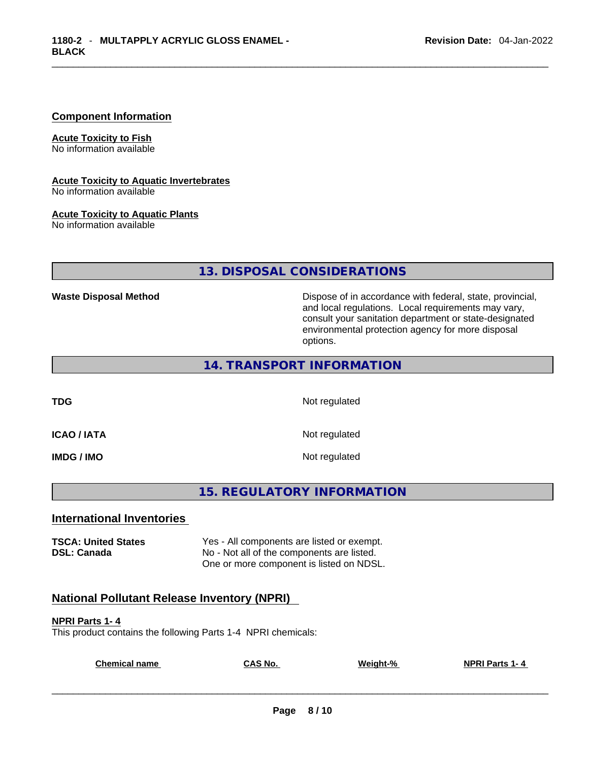### Component Information

**Acute Toxicity to Fish**
No information available

**Acute Toxicity to Aquatic Invertebrates**
No information available

**Acute Toxicity to Aquatic Plants**
No information available

## 13. DISPOSAL CONSIDERATIONS

**Waste Disposal Method** Dispose of in accordance with federal, state, provincial, and local regulations. Local requirements may vary, consult your sanitation department or state-designated environmental protection agency for more disposal options.

## 14. TRANSPORT INFORMATION

| | |
|---|---|
| **TDG** | Not regulated |
| **ICAO / IATA** | Not regulated |
| **IMDG / IMO** | Not regulated |

## 15. REGULATORY INFORMATION

### International Inventories

| | |
|---|---|
| **TSCA: United States** | Yes - All components are listed or exempt. |
| **DSL: Canada** | No - Not all of the components are listed. One or more component is listed on NDSL. |

### National Pollutant Release Inventory (NPRI)

**NPRI Parts 1- 4**
This product contains the following Parts 1-4 NPRI chemicals:

| Chemical name | CAS No. | Weight-% | NPRI Parts 1- 4 |
|---|---|---|---|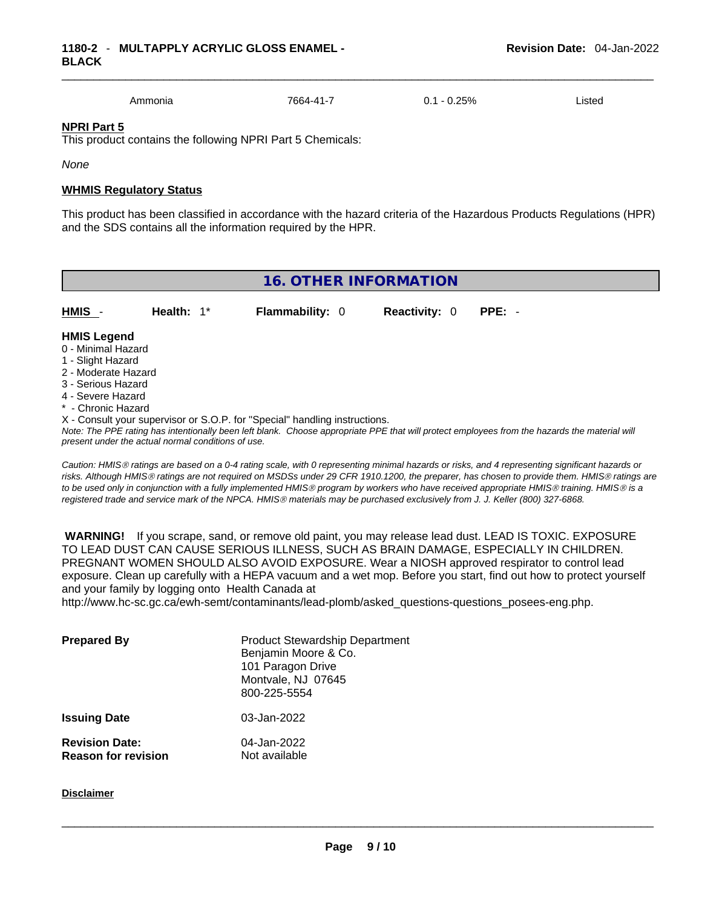| Ammonia | 7664-41-7 | 0.1 - 0.25% | Listed |
|---|---|---|---|

**NPRI Part 5**

This product contains the following NPRI Part 5 Chemicals:

*None*

**WHMIS Regulatory Status**

This product has been classified in accordance with the hazard criteria of the Hazardous Products Regulations (HPR) and the SDS contains all the information required by the HPR.

## 16. OTHER INFORMATION

| **HMIS** - | **Health:** 1* | **Flammability:** 0 | **Reactivity:** 0 | **PPE:** - |
|---|---|---|---|---|

**HMIS Legend**

0 - Minimal Hazard
1 - Slight Hazard
2 - Moderate Hazard
3 - Serious Hazard
4 - Severe Hazard
* - Chronic Hazard
X - Consult your supervisor or S.O.P. for "Special" handling instructions.

*Note: The PPE rating has intentionally been left blank. Choose appropriate PPE that will protect employees from the hazards the material will present under the actual normal conditions of use.*

*Caution: HMIS® ratings are based on a 0-4 rating scale, with 0 representing minimal hazards or risks, and 4 representing significant hazards or risks. Although HMIS® ratings are not required on MSDSs under 29 CFR 1910.1200, the preparer, has chosen to provide them. HMIS® ratings are to be used only in conjunction with a fully implemented HMIS® program by workers who have received appropriate HMIS® training. HMIS® is a registered trade and service mark of the NPCA. HMIS® materials may be purchased exclusively from J. J. Keller (800) 327-6868.*

**WARNING!** If you scrape, sand, or remove old paint, you may release lead dust. LEAD IS TOXIC. EXPOSURE TO LEAD DUST CAN CAUSE SERIOUS ILLNESS, SUCH AS BRAIN DAMAGE, ESPECIALLY IN CHILDREN. PREGNANT WOMEN SHOULD ALSO AVOID EXPOSURE. Wear a NIOSH approved respirator to control lead exposure. Clean up carefully with a HEPA vacuum and a wet mop. Before you start, find out how to protect yourself and your family by logging onto Health Canada at http://www.hc-sc.gc.ca/ewh-semt/contaminants/lead-plomb/asked_questions-questions_posees-eng.php.

**Prepared By**
Product Stewardship Department
Benjamin Moore & Co.
101 Paragon Drive
Montvale, NJ 07645
800-225-5554

**Issuing Date** 03-Jan-2022

**Revision Date:** 04-Jan-2022
**Reason for revision** Not available

**Disclaimer**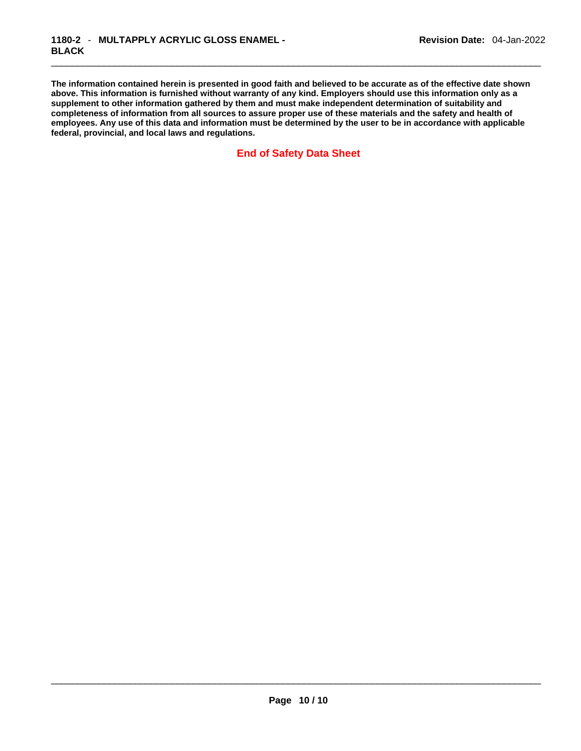**The information contained herein is presented in good faith and believed to be accurate as of the effective date shown above. This information is furnished without warranty of any kind. Employers should use this information only as a supplement to other information gathered by them and must make independent determination of suitability and completeness of information from all sources to assure proper use of these materials and the safety and health of employees. Any use of this data and information must be determined by the user to be in accordance with applicable federal, provincial, and local laws and regulations.**

**End of Safety Data Sheet**